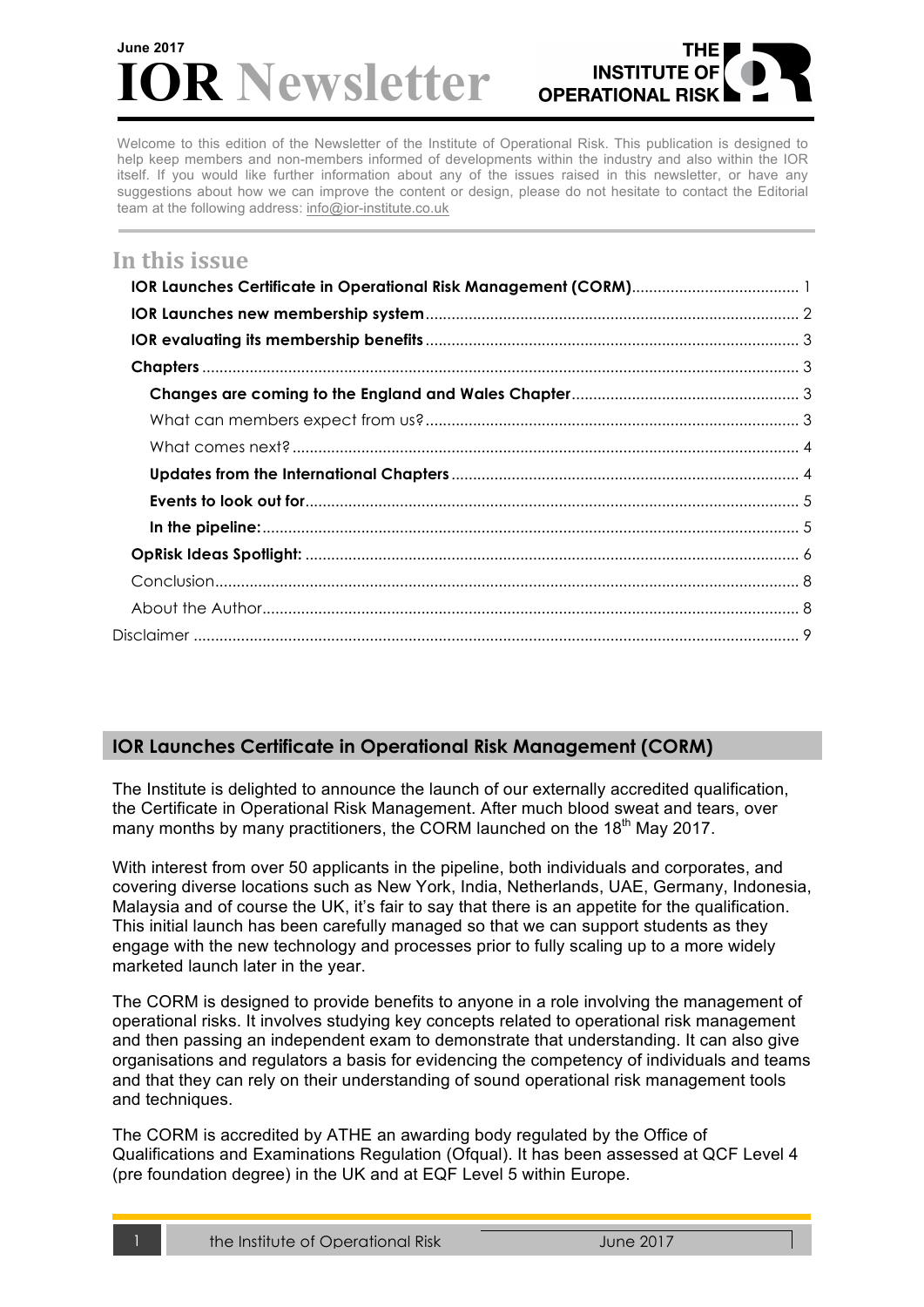June 2017

# IOR Newsletter

THE INSTITUTE OF OPERATIONAL RISK

Welcome to this edition of the Newsletter of the Institute of Operational Risk. This publication is designed to help keep members and non-members informed of developments within the industry and also within the IOR itself. If you would like further information about any of the issues raised in this newsletter, or have any suggestions about how we can improve the content or design, please do not hesitate to contact the Editorial team at the following address: info@ior-institute.co.uk

## In this issue

- **IOR Launches Certificate in Operational Risk Management (CORM)** ... 1
- **IOR Launches new membership system** ... 2
- **IOR evaluating its membership benefits** ... 3
- **Chapters** ... 3
  - **Changes are coming to the England and Wales Chapter** ... 3
  - What can members expect from us? ... 3
  - What comes next? ... 4
  - **Updates from the International Chapters** ... 4
  - **Events to look out for** ... 5
  - **In the pipeline:** ... 5
- **OpRisk Ideas Spotlight:** ... 6
- Conclusion ... 8
- About the Author ... 8
- Disclaimer ... 9

## IOR Launches Certificate in Operational Risk Management (CORM)

The Institute is delighted to announce the launch of our externally accredited qualification, the Certificate in Operational Risk Management. After much blood sweat and tears, over many months by many practitioners, the CORM launched on the 18th May 2017.

With interest from over 50 applicants in the pipeline, both individuals and corporates, and covering diverse locations such as New York, India, Netherlands, UAE, Germany, Indonesia, Malaysia and of course the UK, it's fair to say that there is an appetite for the qualification. This initial launch has been carefully managed so that we can support students as they engage with the new technology and processes prior to fully scaling up to a more widely marketed launch later in the year.

The CORM is designed to provide benefits to anyone in a role involving the management of operational risks. It involves studying key concepts related to operational risk management and then passing an independent exam to demonstrate that understanding. It can also give organisations and regulators a basis for evidencing the competency of individuals and teams and that they can rely on their understanding of sound operational risk management tools and techniques.

The CORM is accredited by ATHE an awarding body regulated by the Office of Qualifications and Examinations Regulation (Ofqual). It has been assessed at QCF Level 4 (pre foundation degree) in the UK and at EQF Level 5 within Europe.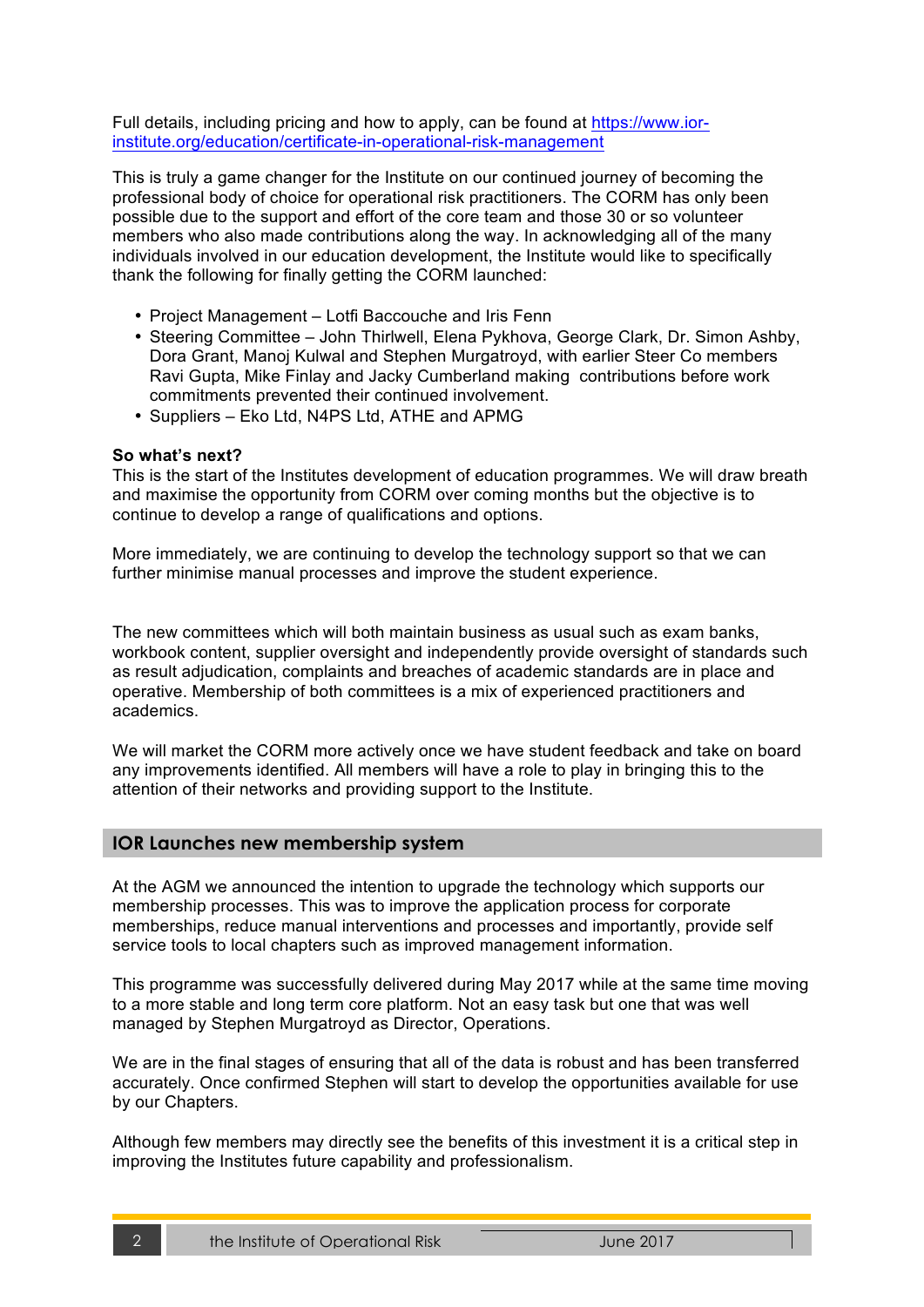Full details, including pricing and how to apply, can be found at [https://www.ior-institute.org/education/certificate-in-operational-risk-management](https://www.ior-institute.org/education/certificate-in-operational-risk-management)

This is truly a game changer for the Institute on our continued journey of becoming the professional body of choice for operational risk practitioners. The CORM has only been possible due to the support and effort of the core team and those 30 or so volunteer members who also made contributions along the way. In acknowledging all of the many individuals involved in our education development, the Institute would like to specifically thank the following for finally getting the CORM launched:

- Project Management – Lotfi Baccouche and Iris Fenn
- Steering Committee – John Thirlwell, Elena Pykhova, George Clark, Dr. Simon Ashby, Dora Grant, Manoj Kulwal and Stephen Murgatroyd, with earlier Steer Co members Ravi Gupta, Mike Finlay and Jacky Cumberland making contributions before work commitments prevented their continued involvement.
- Suppliers – Eko Ltd, N4PS Ltd, ATHE and APMG

**So what's next?**
This is the start of the Institutes development of education programmes. We will draw breath and maximise the opportunity from CORM over coming months but the objective is to continue to develop a range of qualifications and options.

More immediately, we are continuing to develop the technology support so that we can further minimise manual processes and improve the student experience.

The new committees which will both maintain business as usual such as exam banks, workbook content, supplier oversight and independently provide oversight of standards such as result adjudication, complaints and breaches of academic standards are in place and operative. Membership of both committees is a mix of experienced practitioners and academics.

We will market the CORM more actively once we have student feedback and take on board any improvements identified. All members will have a role to play in bringing this to the attention of their networks and providing support to the Institute.

## IOR Launches new membership system

At the AGM we announced the intention to upgrade the technology which supports our membership processes. This was to improve the application process for corporate memberships, reduce manual interventions and processes and importantly, provide self service tools to local chapters such as improved management information.

This programme was successfully delivered during May 2017 while at the same time moving to a more stable and long term core platform. Not an easy task but one that was well managed by Stephen Murgatroyd as Director, Operations.

We are in the final stages of ensuring that all of the data is robust and has been transferred accurately. Once confirmed Stephen will start to develop the opportunities available for use by our Chapters.

Although few members may directly see the benefits of this investment it is a critical step in improving the Institutes future capability and professionalism.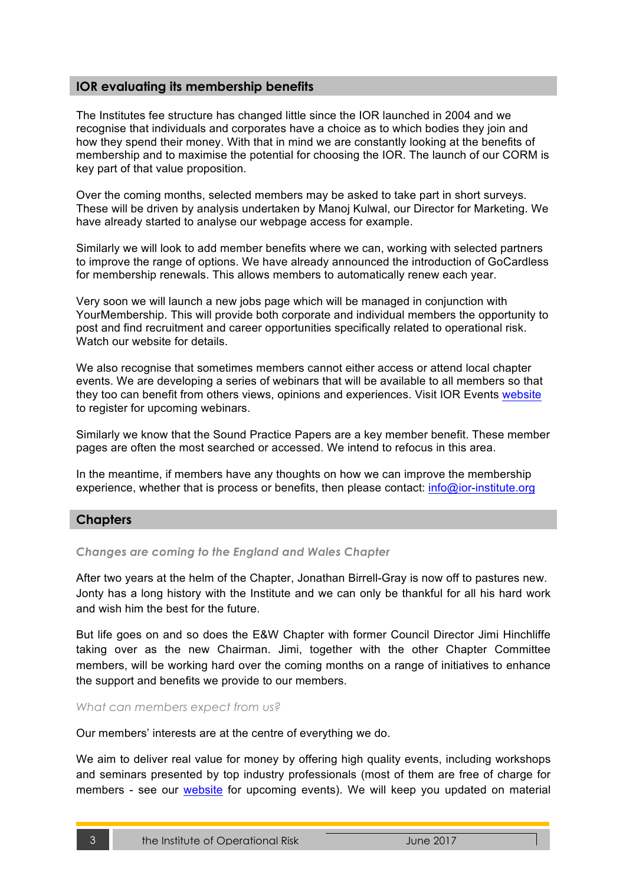## IOR evaluating its membership benefits

The Institutes fee structure has changed little since the IOR launched in 2004 and we recognise that individuals and corporates have a choice as to which bodies they join and how they spend their money. With that in mind we are constantly looking at the benefits of membership and to maximise the potential for choosing the IOR. The launch of our CORM is key part of that value proposition.

Over the coming months, selected members may be asked to take part in short surveys. These will be driven by analysis undertaken by Manoj Kulwal, our Director for Marketing. We have already started to analyse our webpage access for example.

Similarly we will look to add member benefits where we can, working with selected partners to improve the range of options. We have already announced the introduction of GoCardless for membership renewals. This allows members to automatically renew each year.

Very soon we will launch a new jobs page which will be managed in conjunction with YourMembership. This will provide both corporate and individual members the opportunity to post and find recruitment and career opportunities specifically related to operational risk. Watch our website for details.

We also recognise that sometimes members cannot either access or attend local chapter events. We are developing a series of webinars that will be available to all members so that they too can benefit from others views, opinions and experiences. Visit IOR Events website to register for upcoming webinars.

Similarly we know that the Sound Practice Papers are a key member benefit. These member pages are often the most searched or accessed. We intend to refocus in this area.

In the meantime, if members have any thoughts on how we can improve the membership experience, whether that is process or benefits, then please contact: info@ior-institute.org

## Chapters

### *Changes are coming to the England and Wales Chapter*

After two years at the helm of the Chapter, Jonathan Birrell-Gray is now off to pastures new. Jonty has a long history with the Institute and we can only be thankful for all his hard work and wish him the best for the future.

But life goes on and so does the E&W Chapter with former Council Director Jimi Hinchliffe taking over as the new Chairman. Jimi, together with the other Chapter Committee members, will be working hard over the coming months on a range of initiatives to enhance the support and benefits we provide to our members.

*What can members expect from us?*

Our members' interests are at the centre of everything we do.

We aim to deliver real value for money by offering high quality events, including workshops and seminars presented by top industry professionals (most of them are free of charge for members - see our website for upcoming events). We will keep you updated on material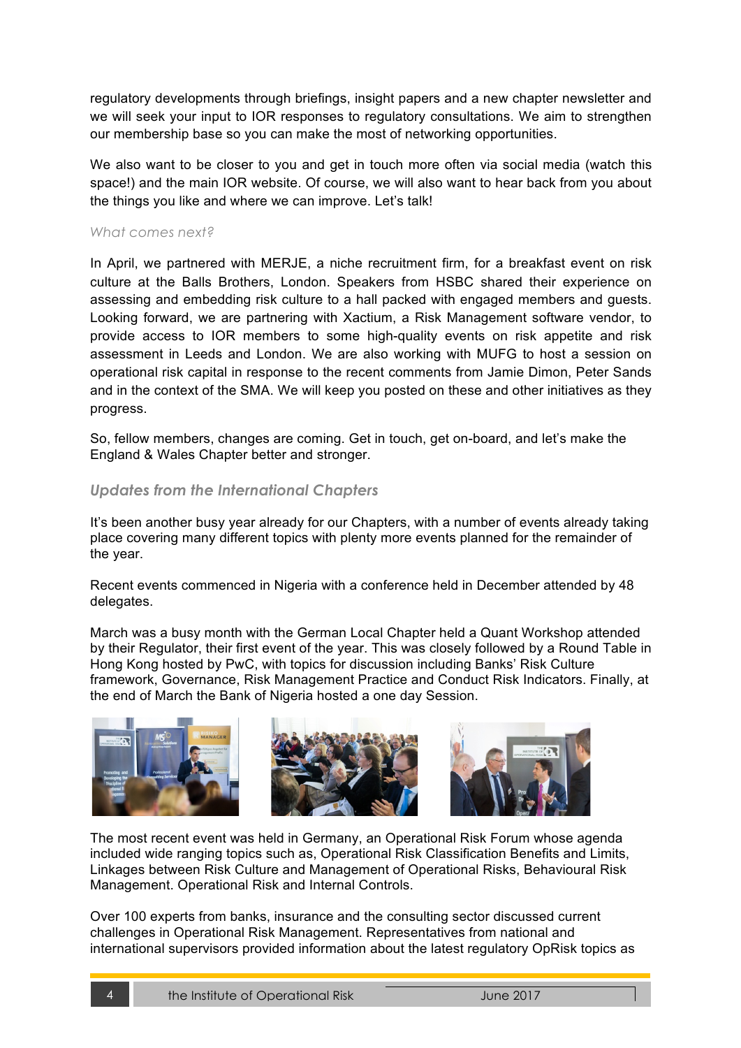regulatory developments through briefings, insight papers and a new chapter newsletter and we will seek your input to IOR responses to regulatory consultations. We aim to strengthen our membership base so you can make the most of networking opportunities.

We also want to be closer to you and get in touch more often via social media (watch this space!) and the main IOR website. Of course, we will also want to hear back from you about the things you like and where we can improve. Let's talk!

*What comes next?*

In April, we partnered with MERJE, a niche recruitment firm, for a breakfast event on risk culture at the Balls Brothers, London. Speakers from HSBC shared their experience on assessing and embedding risk culture to a hall packed with engaged members and guests. Looking forward, we are partnering with Xactium, a Risk Management software vendor, to provide access to IOR members to some high-quality events on risk appetite and risk assessment in Leeds and London. We are also working with MUFG to host a session on operational risk capital in response to the recent comments from Jamie Dimon, Peter Sands and in the context of the SMA. We will keep you posted on these and other initiatives as they progress.

So, fellow members, changes are coming. Get in touch, get on-board, and let's make the England & Wales Chapter better and stronger.

## *Updates from the International Chapters*

It's been another busy year already for our Chapters, with a number of events already taking place covering many different topics with plenty more events planned for the remainder of the year.

Recent events commenced in Nigeria with a conference held in December attended by 48 delegates.

March was a busy month with the German Local Chapter held a Quant Workshop attended by their Regulator, their first event of the year. This was closely followed by a Round Table in Hong Kong hosted by PwC, with topics for discussion including Banks' Risk Culture framework, Governance, Risk Management Practice and Conduct Risk Indicators. Finally, at the end of March the Bank of Nigeria hosted a one day Session.

The most recent event was held in Germany, an Operational Risk Forum whose agenda included wide ranging topics such as, Operational Risk Classification Benefits and Limits, Linkages between Risk Culture and Management of Operational Risks, Behavioural Risk Management. Operational Risk and Internal Controls.

Over 100 experts from banks, insurance and the consulting sector discussed current challenges in Operational Risk Management. Representatives from national and international supervisors provided information about the latest regulatory OpRisk topics as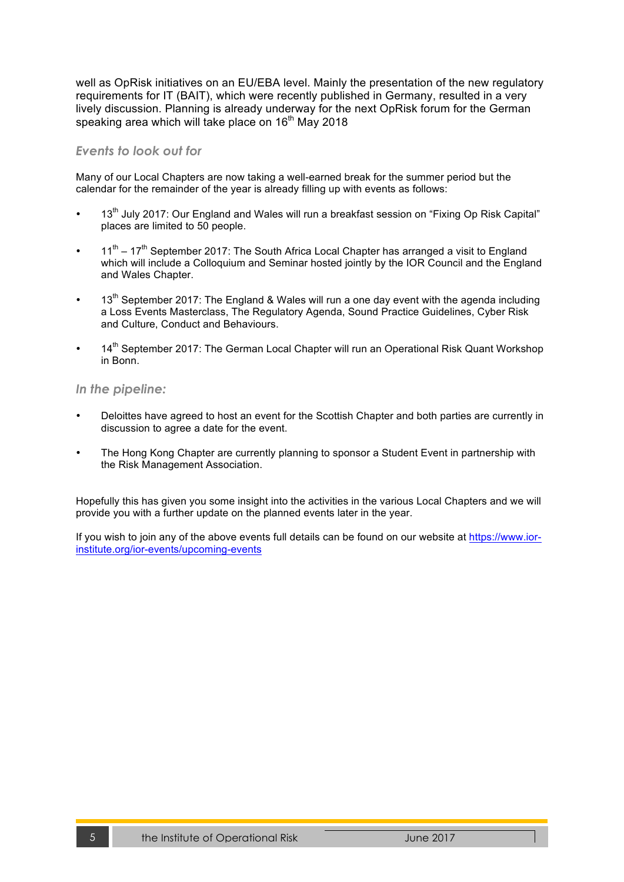well as OpRisk initiatives on an EU/EBA level. Mainly the presentation of the new regulatory requirements for IT (BAIT), which were recently published in Germany, resulted in a very lively discussion. Planning is already underway for the next OpRisk forum for the German speaking area which will take place on 16th May 2018

### *Events to look out for*

Many of our Local Chapters are now taking a well-earned break for the summer period but the calendar for the remainder of the year is already filling up with events as follows:

- 13th July 2017: Our England and Wales will run a breakfast session on "Fixing Op Risk Capital" places are limited to 50 people.
- 11th – 17th September 2017: The South Africa Local Chapter has arranged a visit to England which will include a Colloquium and Seminar hosted jointly by the IOR Council and the England and Wales Chapter.
- 13th September 2017: The England & Wales will run a one day event with the agenda including a Loss Events Masterclass, The Regulatory Agenda, Sound Practice Guidelines, Cyber Risk and Culture, Conduct and Behaviours.
- 14th September 2017: The German Local Chapter will run an Operational Risk Quant Workshop in Bonn.

### *In the pipeline:*

- Deloittes have agreed to host an event for the Scottish Chapter and both parties are currently in discussion to agree a date for the event.
- The Hong Kong Chapter are currently planning to sponsor a Student Event in partnership with the Risk Management Association.

Hopefully this has given you some insight into the activities in the various Local Chapters and we will provide you with a further update on the planned events later in the year.

If you wish to join any of the above events full details can be found on our website at [https://www.ior-institute.org/ior-events/upcoming-events](https://www.ior-institute.org/ior-events/upcoming-events)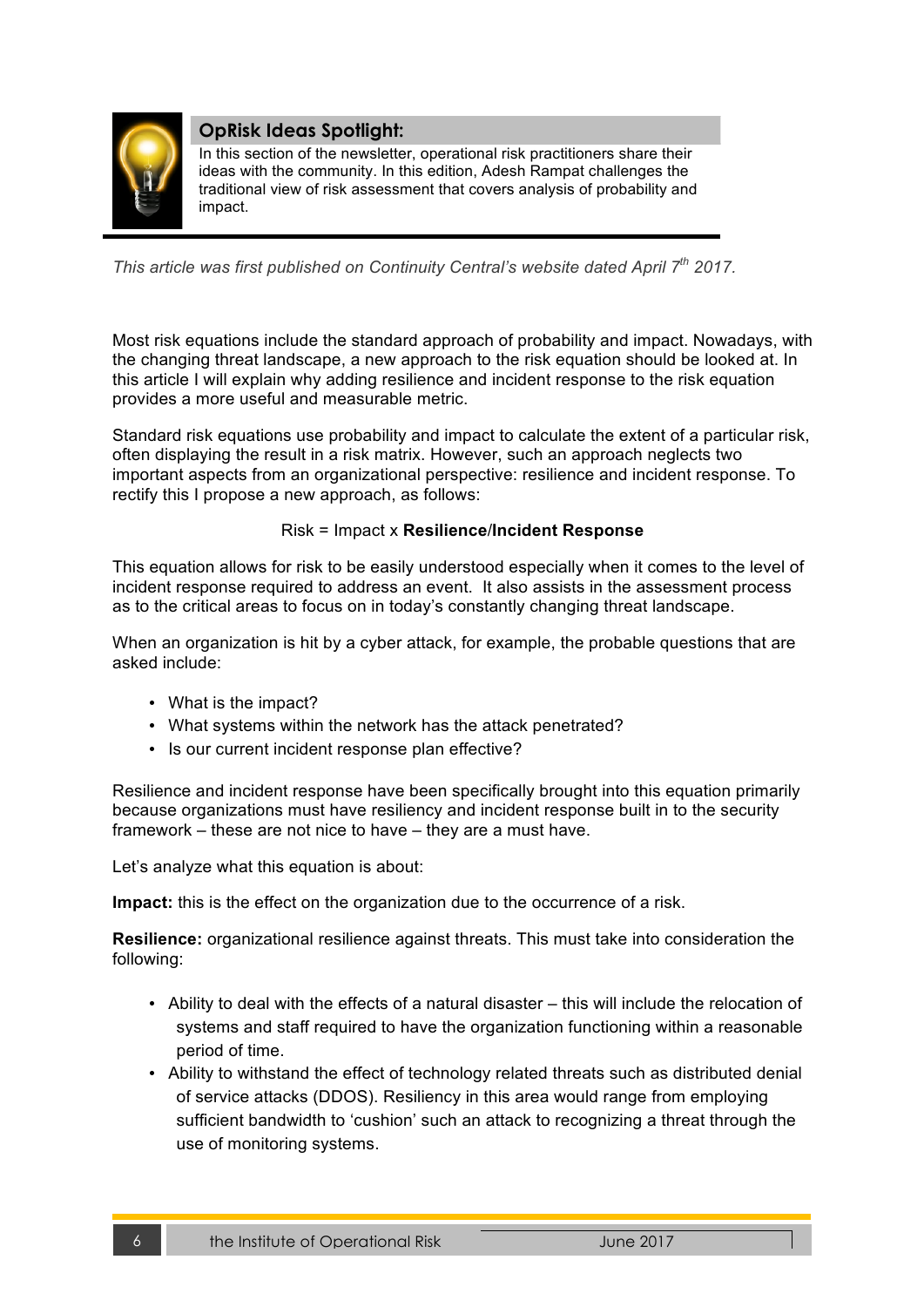## OpRisk Ideas Spotlight:

In this section of the newsletter, operational risk practitioners share their ideas with the community. In this edition, Adesh Rampat challenges the traditional view of risk assessment that covers analysis of probability and impact.

*This article was first published on Continuity Central's website dated April 7th 2017.*

Most risk equations include the standard approach of probability and impact. Nowadays, with the changing threat landscape, a new approach to the risk equation should be looked at. In this article I will explain why adding resilience and incident response to the risk equation provides a more useful and measurable metric.

Standard risk equations use probability and impact to calculate the extent of a particular risk, often displaying the result in a risk matrix. However, such an approach neglects two important aspects from an organizational perspective: resilience and incident response. To rectify this I propose a new approach, as follows:

Risk = Impact x **Resilience**/**Incident Response**

This equation allows for risk to be easily understood especially when it comes to the level of incident response required to address an event. It also assists in the assessment process as to the critical areas to focus on in today's constantly changing threat landscape.

When an organization is hit by a cyber attack, for example, the probable questions that are asked include:

- What is the impact?
- What systems within the network has the attack penetrated?
- Is our current incident response plan effective?

Resilience and incident response have been specifically brought into this equation primarily because organizations must have resiliency and incident response built in to the security framework – these are not nice to have – they are a must have.

Let's analyze what this equation is about:

**Impact:** this is the effect on the organization due to the occurrence of a risk.

**Resilience:** organizational resilience against threats. This must take into consideration the following:

- Ability to deal with the effects of a natural disaster – this will include the relocation of systems and staff required to have the organization functioning within a reasonable period of time.
- Ability to withstand the effect of technology related threats such as distributed denial of service attacks (DDOS). Resiliency in this area would range from employing sufficient bandwidth to 'cushion' such an attack to recognizing a threat through the use of monitoring systems.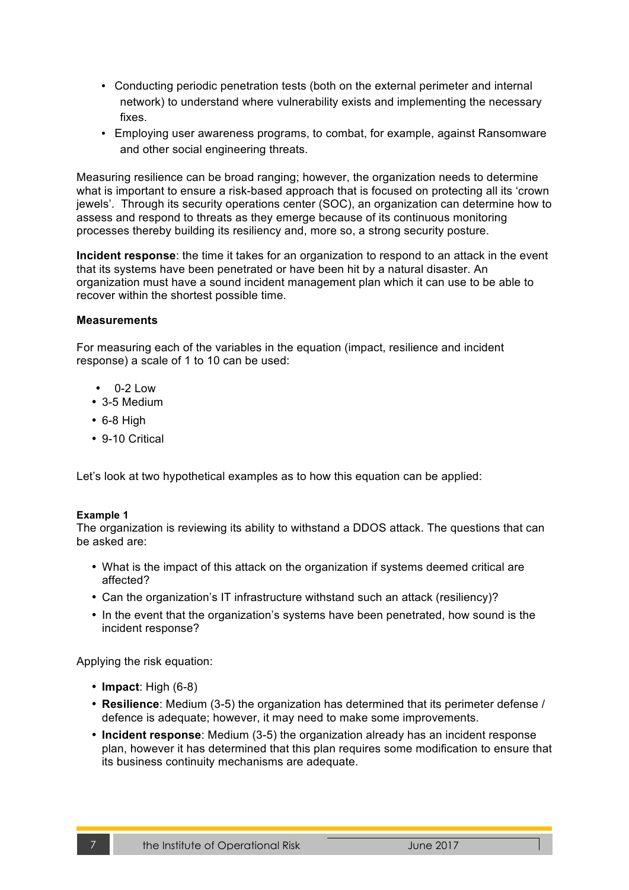- Conducting periodic penetration tests (both on the external perimeter and internal network) to understand where vulnerability exists and implementing the necessary fixes.
- Employing user awareness programs, to combat, for example, against Ransomware and other social engineering threats.

Measuring resilience can be broad ranging; however, the organization needs to determine what is important to ensure a risk-based approach that is focused on protecting all its 'crown jewels'. Through its security operations center (SOC), an organization can determine how to assess and respond to threats as they emerge because of its continuous monitoring processes thereby building its resiliency and, more so, a strong security posture.

**Incident response**: the time it takes for an organization to respond to an attack in the event that its systems have been penetrated or have been hit by a natural disaster. An organization must have a sound incident management plan which it can use to be able to recover within the shortest possible time.

**Measurements**

For measuring each of the variables in the equation (impact, resilience and incident response) a scale of 1 to 10 can be used:

- 0-2 Low
- 3-5 Medium
- 6-8 High
- 9-10 Critical

Let's look at two hypothetical examples as to how this equation can be applied:

**Example 1**

The organization is reviewing its ability to withstand a DDOS attack. The questions that can be asked are:

- What is the impact of this attack on the organization if systems deemed critical are affected?
- Can the organization's IT infrastructure withstand such an attack (resiliency)?
- In the event that the organization's systems have been penetrated, how sound is the incident response?

Applying the risk equation:

- **Impact**: High (6-8)
- **Resilience**: Medium (3-5) the organization has determined that its perimeter defense / defence is adequate; however, it may need to make some improvements.
- **Incident response**: Medium (3-5) the organization already has an incident response plan, however it has determined that this plan requires some modification to ensure that its business continuity mechanisms are adequate.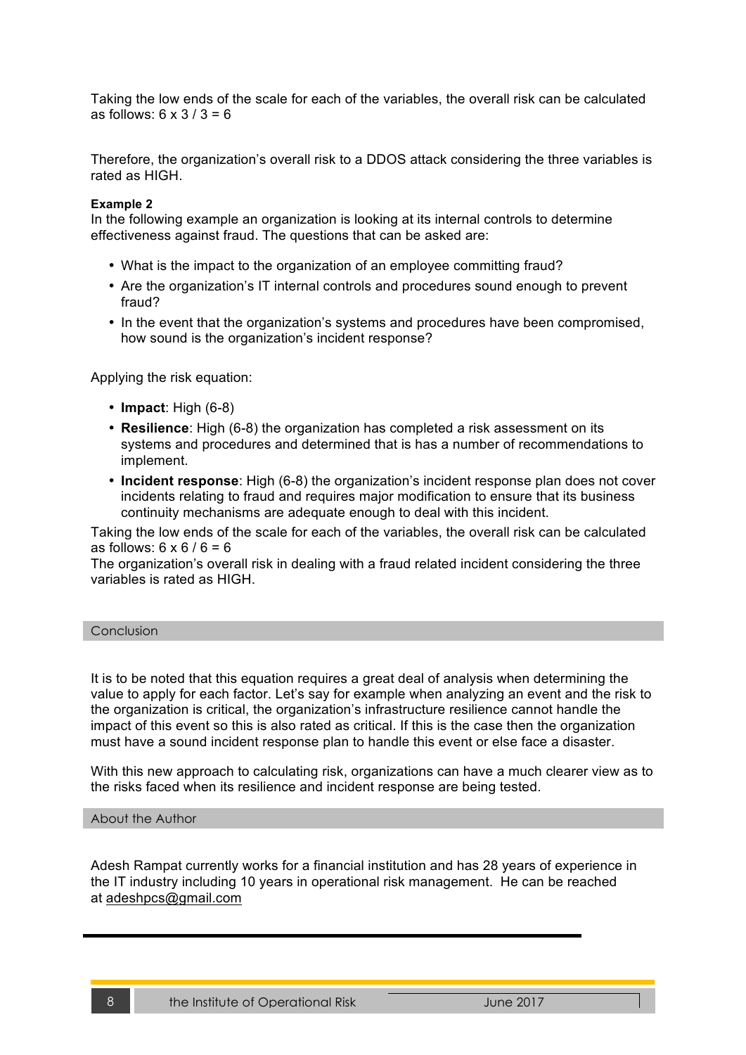Taking the low ends of the scale for each of the variables, the overall risk can be calculated as follows: 6 x 3 / 3 = 6

Therefore, the organization's overall risk to a DDOS attack considering the three variables is rated as HIGH.

**Example 2**

In the following example an organization is looking at its internal controls to determine effectiveness against fraud. The questions that can be asked are:

- What is the impact to the organization of an employee committing fraud?
- Are the organization's IT internal controls and procedures sound enough to prevent fraud?
- In the event that the organization's systems and procedures have been compromised, how sound is the organization's incident response?

Applying the risk equation:

- **Impact**: High (6-8)
- **Resilience**: High (6-8) the organization has completed a risk assessment on its systems and procedures and determined that is has a number of recommendations to implement.
- **Incident response**: High (6-8) the organization's incident response plan does not cover incidents relating to fraud and requires major modification to ensure that its business continuity mechanisms are adequate enough to deal with this incident.

Taking the low ends of the scale for each of the variables, the overall risk can be calculated as follows: 6 x 6 / 6 = 6

The organization's overall risk in dealing with a fraud related incident considering the three variables is rated as HIGH.

## Conclusion

It is to be noted that this equation requires a great deal of analysis when determining the value to apply for each factor. Let's say for example when analyzing an event and the risk to the organization is critical, the organization's infrastructure resilience cannot handle the impact of this event so this is also rated as critical. If this is the case then the organization must have a sound incident response plan to handle this event or else face a disaster.

With this new approach to calculating risk, organizations can have a much clearer view as to the risks faced when its resilience and incident response are being tested.

## About the Author

Adesh Rampat currently works for a financial institution and has 28 years of experience in the IT industry including 10 years in operational risk management. He can be reached at adeshpcs@gmail.com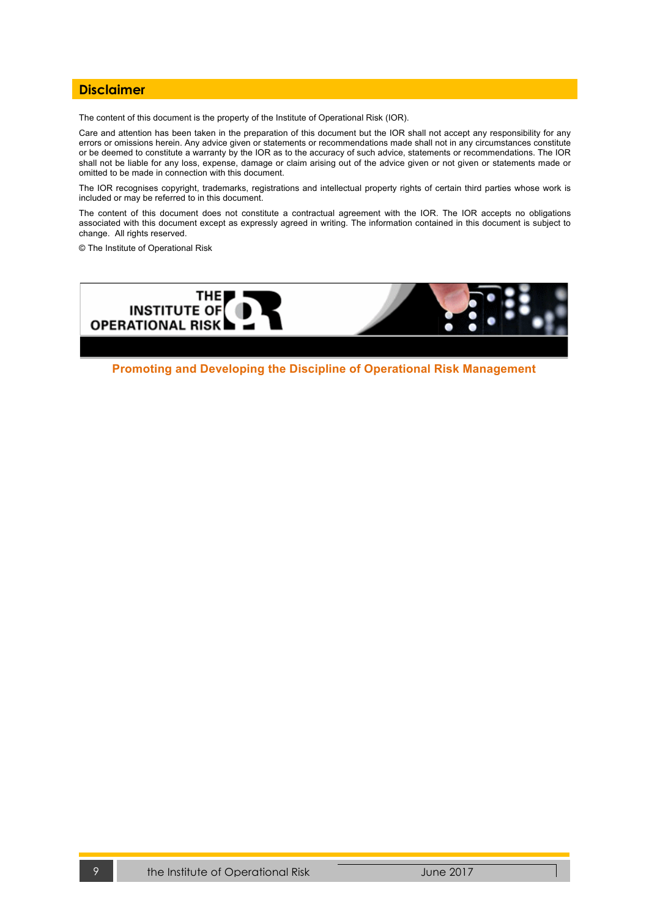## Disclaimer

The content of this document is the property of the Institute of Operational Risk (IOR).

Care and attention has been taken in the preparation of this document but the IOR shall not accept any responsibility for any errors or omissions herein. Any advice given or statements or recommendations made shall not in any circumstances constitute or be deemed to constitute a warranty by the IOR as to the accuracy of such advice, statements or recommendations. The IOR shall not be liable for any loss, expense, damage or claim arising out of the advice given or not given or statements made or omitted to be made in connection with this document.

The IOR recognises copyright, trademarks, registrations and intellectual property rights of certain third parties whose work is included or may be referred to in this document.

The content of this document does not constitute a contractual agreement with the IOR. The IOR accepts no obligations associated with this document except as expressly agreed in writing. The information contained in this document is subject to change. All rights reserved.

© The Institute of Operational Risk

THE INSTITUTE OF OPERATIONAL RISK

**Promoting and Developing the Discipline of Operational Risk Management**